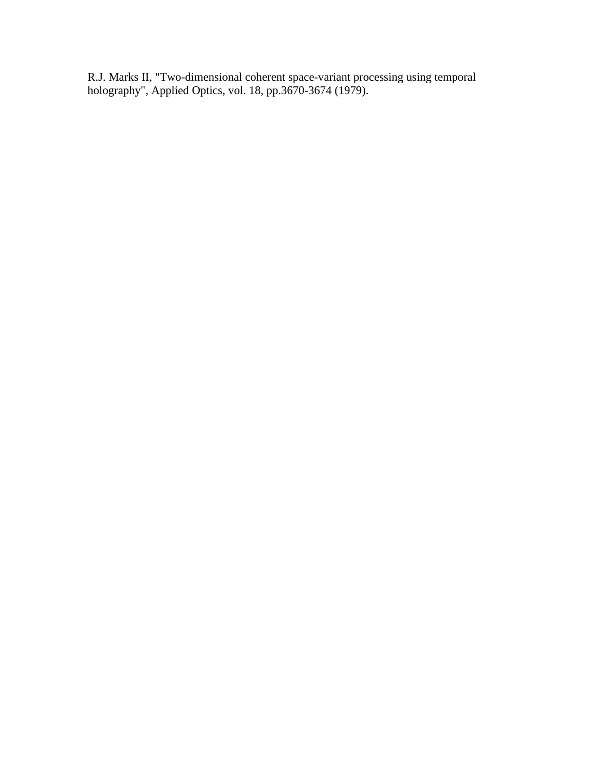R.J. Marks II, "Two-dimensional coherent space-variant processing using temporal holography", Applied Optics, vol. 18, pp.3670-3674 (1979).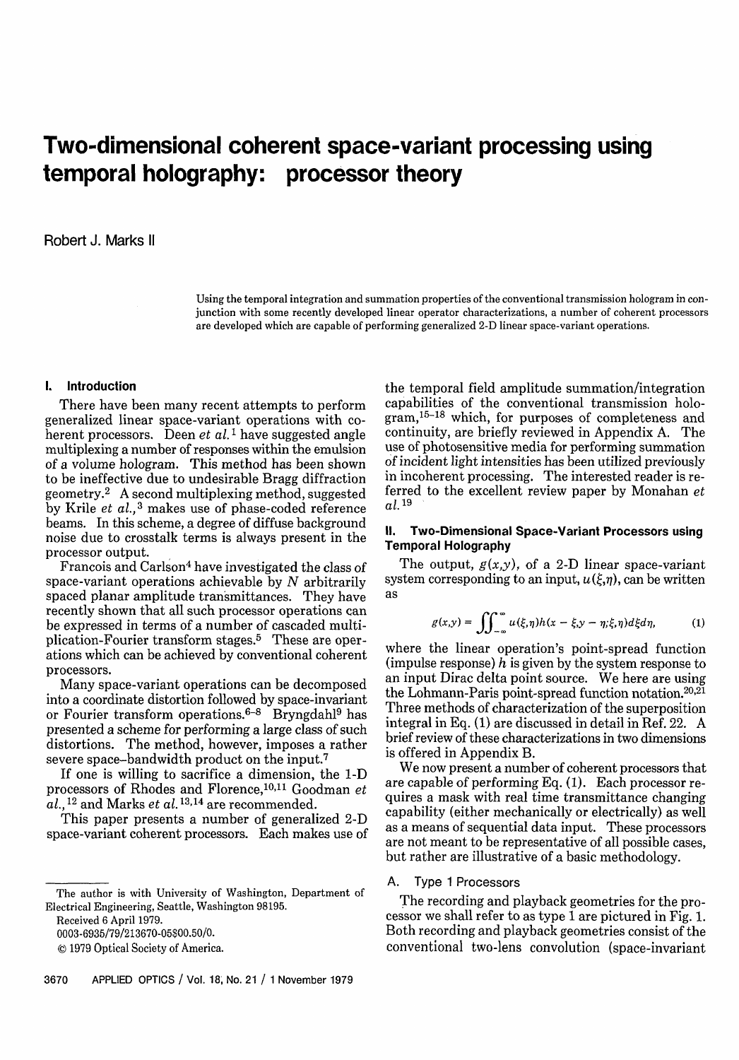# Two-dimensional coherent space-variant processing using temporal holography: processor theory

Robert J. Marks II

Using the temporal integration and summation properties of the conventional transmission hologram in conjunction with some recently developed linear operator characterizations, a number of coherent processors are developed which are capable of performing generalized 2-D linear space-variant operations.

## I. Introduction

There have been many recent attempts to perform generalized linear space-variant operations with coherent processors. Deen *et al.*[1] have suggested angle multiplexing a number of responses within the emulsion of a volume hologram. This method has been shown to be ineffective due to undesirable Bragg diffraction geometry.[2] A second multiplexing method, suggested by Krile *et al.*,[3] makes use of phase-coded reference beams. In this scheme, a degree of diffuse background noise due to crosstalk terms is always present in the processor output.

Francois and Carlson[4] have investigated the class of space-variant operations achievable by $N$ arbitrarily spaced planar amplitude transmittances. They have recently shown that all such processor operations can be expressed in terms of a number of cascaded multiplication-Fourier transform stages.[5] These are operations which can be achieved by conventional coherent processors.

Many space-variant operations can be decomposed into a coordinate distortion followed by space-invariant or Fourier transform operations.[6-8] Bryngdahl[9] has presented a scheme for performing a large class of such distortions. The method, however, imposes a rather severe space–bandwidth product on the input.[7]

If one is willing to sacrifice a dimension, the 1-D processors of Rhodes and Florence,[10,11] Goodman *et al.*,[12] and Marks *et al.*[13,14] are recommended.

This paper presents a number of generalized 2-D space-variant coherent processors. Each makes use of the temporal field amplitude summation/integration capabilities of the conventional transmission hologram,[15-18] which, for purposes of completeness and continuity, are briefly reviewed in Appendix A. The use of photosensitive media for performing summation of incident light intensities has been utilized previously in incoherent processing. The interested reader is referred to the excellent review paper by Monahan *et al.*[19]

## II. Two-Dimensional Space-Variant Processors using Temporal Holography

The output, $g(x,y)$, of a 2-D linear space-variant system corresponding to an input, $u(\xi,\eta)$, can be written as

$$g(x,y) = \iint_{-\infty}^{\infty} u(\xi,\eta)h(x-\xi,y-\eta;\xi,\eta)d\xi d\eta, \qquad (1)$$

where the linear operation's point-spread function (impulse response) $h$ is given by the system response to an input Dirac delta point source. We here are using the Lohmann-Paris point-spread function notation.[20,21] Three methods of characterization of the superposition integral in Eq. (1) are discussed in detail in Ref. 22. A brief review of these characterizations in two dimensions is offered in Appendix B.

We now present a number of coherent processors that are capable of performing Eq. (1). Each processor requires a mask with real time transmittance changing capability (either mechanically or electrically) as well as a means of sequential data input. These processors are not meant to be representative of all possible cases, but rather are illustrative of a basic methodology.

### A. Type 1 Processors

The recording and playback geometries for the processor we shall refer to as type 1 are pictured in Fig. 1. Both recording and playback geometries consist of the conventional two-lens convolution (space-invariant

The author is with University of Washington, Department of Electrical Engineering, Seattle, Washington 98195.

Received 6 April 1979.

0003-6935/79/213670-05$00.50/0.

© 1979 Optical Society of America.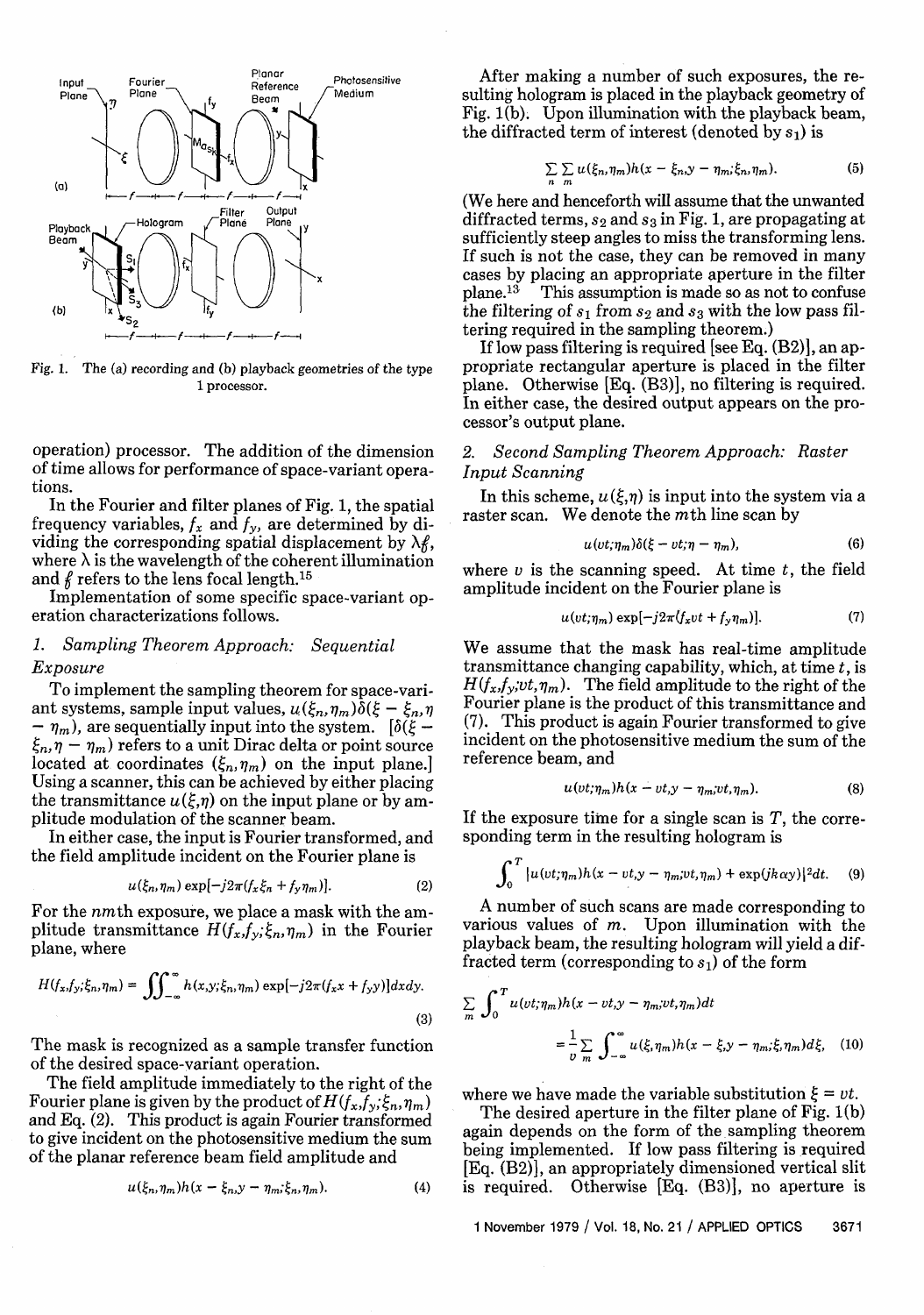Fig. 1. The (a) recording and (b) playback geometries of the type 1 processor.

operation) processor. The addition of the dimension of time allows for performance of space-variant operations.

In the Fourier and filter planes of Fig. 1, the spatial frequency variables, $f_x$ and $f_y$, are determined by dividing the corresponding spatial displacement by $\lambda f$, where $\lambda$ is the wavelength of the coherent illumination and $f$ refers to the lens focal length.[15]

Implementation of some specific space-variant operation characterizations follows.

### 1. Sampling Theorem Approach: Sequential Exposure

To implement the sampling theorem for space-variant systems, sample input values, $u(\xi_n,\eta_m)\delta(\xi - \xi_n, \eta - \eta_m)$, are sequentially input into the system. [$\delta(\xi - \xi_n, \eta - \eta_m)$ refers to a unit Dirac delta or point source located at coordinates $(\xi_n,\eta_m)$ on the input plane.] Using a scanner, this can be achieved by either placing the transmittance $u(\xi,\eta)$ on the input plane or by amplitude modulation of the scanner beam.

In either case, the input is Fourier transformed, and the field amplitude incident on the Fourier plane is

$$u(\xi_n,\eta_m)\exp[-j2\pi(f_x\xi_n + f_y\eta_m)]. \tag{2}$$

For the $nm$th exposure, we place a mask with the amplitude transmittance $H(f_x,f_y;\xi_n,\eta_m)$ in the Fourier plane, where

$$H(f_x,f_y;\xi_n,\eta_m) = \iint_{-\infty}^{\infty} h(x,y;\xi_n,\eta_m)\exp[-j2\pi(f_x x + f_y y)]dxdy. \tag{3}$$

The mask is recognized as a sample transfer function of the desired space-variant operation.

The field amplitude immediately to the right of the Fourier plane is given by the product of $H(f_x,f_y;\xi_n,\eta_m)$ and Eq. (2). This product is again Fourier transformed to give incident on the photosensitive medium the sum of the planar reference beam field amplitude and

$$u(\xi_n,\eta_m)h(x - \xi_n, y - \eta_m;\xi_n,\eta_m). \tag{4}$$

After making a number of such exposures, the resulting hologram is placed in the playback geometry of Fig. 1(b). Upon illumination with the playback beam, the diffracted term of interest (denoted by $s_1$) is

$$\sum_n \sum_m u(\xi_n,\eta_m)h(x - \xi_n, y - \eta_m;\xi_n,\eta_m). \tag{5}$$

(We here and henceforth will assume that the unwanted diffracted terms, $s_2$ and $s_3$ in Fig. 1, are propagating at sufficiently steep angles to miss the transforming lens. If such is not the case, they can be removed in many cases by placing an appropriate aperture in the filter plane.[13] This assumption is made so as not to confuse the filtering of $s_1$ from $s_2$ and $s_3$ with the low pass filtering required in the sampling theorem.)

If low pass filtering is required [see Eq. (B2)], an appropriate rectangular aperture is placed in the filter plane. Otherwise [Eq. (B3)], no filtering is required. In either case, the desired output appears on the processor's output plane.

### 2. Second Sampling Theorem Approach: Raster Input Scanning

In this scheme, $u(\xi,\eta)$ is input into the system via a raster scan. We denote the $m$th line scan by

$$u(vt;\eta_m)\delta(\xi - vt;\eta - \eta_m), \tag{6}$$

where $v$ is the scanning speed. At time $t$, the field amplitude incident on the Fourier plane is

$$u(vt;\eta_m)\exp[-j2\pi(f_x vt + f_y\eta_m)]. \tag{7}$$

We assume that the mask has real-time amplitude transmittance changing capability, which, at time $t$, is $H(f_x,f_y;vt,\eta_m)$. The field amplitude to the right of the Fourier plane is the product of this transmittance and (7). This product is again Fourier transformed to give incident on the photosensitive medium the sum of the reference beam, and

$$u(vt;\eta_m)h(x - vt, y - \eta_m;vt,\eta_m). \tag{8}$$

If the exposure time for a single scan is $T$, the corresponding term in the resulting hologram is

$$\int_0^T |u(vt;\eta_m)h(x - vt, y - \eta_m;vt,\eta_m) + \exp(jk\alpha y)|^2 dt. \tag{9}$$

A number of such scans are made corresponding to various values of $m$. Upon illumination with the playback beam, the resulting hologram will yield a diffracted term (corresponding to $s_1$) of the form

$$\sum_m \int_0^T u(vt;\eta_m)h(x - vt, y - \eta_m;vt,\eta_m)dt = \frac{1}{v}\sum_m \int_{-\infty}^{\infty} u(\xi,\eta_m)h(x - \xi, y - \eta_m;\xi,\eta_m)d\xi, \tag{10}$$

where we have made the variable substitution $\xi = vt$.

The desired aperture in the filter plane of Fig. 1(b) again depends on the form of the sampling theorem being implemented. If low pass filtering is required [Eq. (B2)], an appropriately dimensioned vertical slit is required. Otherwise [Eq. (B3)], no aperture is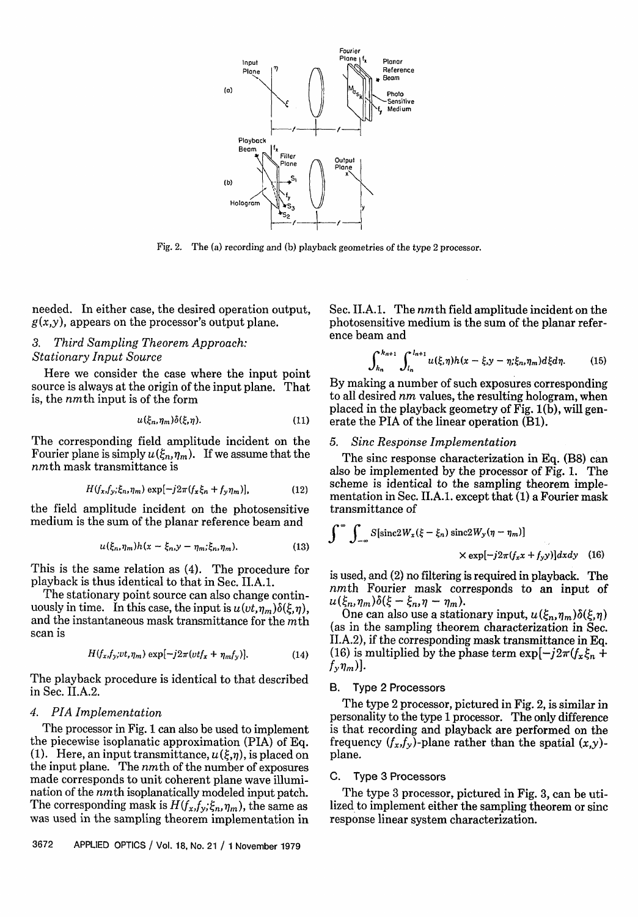Fig. 2. The (a) recording and (b) playback geometries of the type 2 processor.

needed. In either case, the desired operation output, $g(x,y)$, appears on the processor's output plane.

### 3. Third Sampling Theorem Approach: Stationary Input Source

Here we consider the case where the input point source is always at the origin of the input plane. That is, the $nm$th input is of the form

$$u(\xi_n,\eta_m)\delta(\xi,\eta). \tag{11}$$

The corresponding field amplitude incident on the Fourier plane is simply $u(\xi_n,\eta_m)$. If we assume that the $nm$th mask transmittance is

$$H(f_x,f_y;\xi_n,\eta_m)\exp[-j2\pi(f_x\xi_n + f_y\eta_m)], \tag{12}$$

the field amplitude incident on the photosensitive medium is the sum of the planar reference beam and

$$u(\xi_n,\eta_m)h(x-\xi_n,y-\eta_m;\xi_n,\eta_m). \tag{13}$$

This is the same relation as (4). The procedure for playback is thus identical to that in Sec. II.A.1.

The stationary point source can also change continuously in time. In this case, the input is $u(vt,\eta_m)\delta(\xi,\eta)$, and the instantaneous mask transmittance for the $m$th scan is

$$H(f_x,f_y;vt,\eta_m)\exp[-j2\pi(vtf_x + \eta_m f_y)]. \tag{14}$$

The playback procedure is identical to that described in Sec. II.A.2.

### 4. PIA Implementation

The processor in Fig. 1 can also be used to implement the piecewise isoplanatic approximation (PIA) of Eq. (1). Here, an input transmittance, $u(\xi,\eta)$, is placed on the input plane. The $nm$th of the number of exposures made corresponds to unit coherent plane wave illumination of the $nm$th isoplanatically modeled input patch. The corresponding mask is $H(f_x,f_y;\xi_n,\eta_m)$, the same as was used in the sampling theorem implementation in Sec. II.A.1. The $nm$th field amplitude incident on the photosensitive medium is the sum of the planar reference beam and

$$\int_{k_n}^{k_{n+1}}\int_{l_n}^{l_{n+1}} u(\xi,\eta)h(x-\xi,y-\eta;\xi_n,\eta_m)d\xi d\eta. \tag{15}$$

By making a number of such exposures corresponding to all desired $nm$ values, the resulting hologram, when placed in the playback geometry of Fig. 1(b), will generate the PIA of the linear operation (B1).

### 5. Sinc Response Implementation

The sinc response characterization in Eq. (B8) can also be implemented by the processor of Fig. 1. The scheme is identical to the sampling theorem implementation in Sec. II.A.1. except that (1) a Fourier mask transmittance of

$$\int_{-\infty}^{\infty}\int S[\mathrm{sinc}2W_x(\xi-\xi_n)\,\mathrm{sinc}2W_y(\eta-\eta_m)] \times \exp[-j2\pi(f_x x + f_y y)]dxdy \tag{16}$$

is used, and (2) no filtering is required in playback. The $nm$th Fourier mask corresponds to an input of $u(\xi_n,\eta_m)\delta(\xi-\xi_n,\eta-\eta_m)$.

One can also use a stationary input, $u(\xi_n,\eta_m)\delta(\xi,\eta)$ (as in the sampling theorem characterization in Sec. II.A.2), if the corresponding mask transmittance in Eq. (16) is multiplied by the phase term $\exp[-j2\pi(f_x\xi_n + f_y\eta_m)]$.

## B. Type 2 Processors

The type 2 processor, pictured in Fig. 2, is similar in personality to the type 1 processor. The only difference is that recording and playback are performed on the frequency $(f_x,f_y)$-plane rather than the spatial $(x,y)$-plane.

## C. Type 3 Processors

The type 3 processor, pictured in Fig. 3, can be utilized to implement either the sampling theorem or sinc response linear system characterization.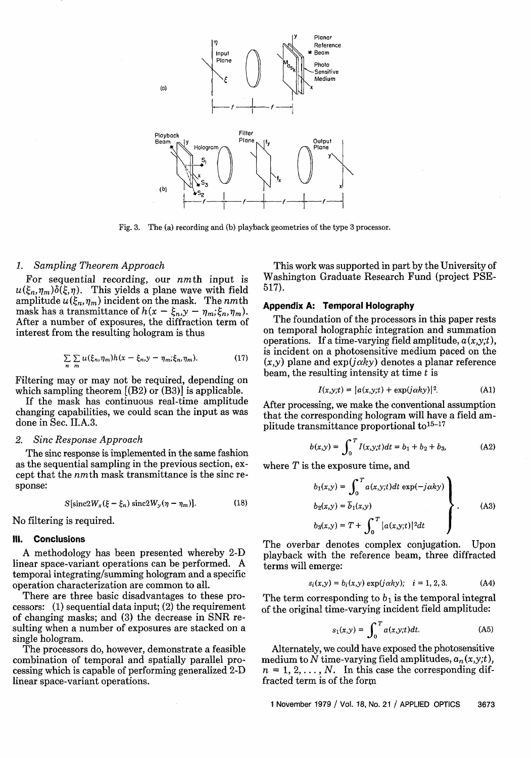Fig. 3. The (a) recording and (b) playback geometries of the type 3 processor.

### 1. Sampling Theorem Approach

For sequential recording, our $nm$th input is $u(\xi_n,\eta_m)\delta(\xi,\eta)$. This yields a plane wave with field amplitude $u(\xi_n,\eta_m)$ incident on the mask. The $nm$th mask has a transmittance of $h(x-\xi_n,y-\eta_m;\xi_n,\eta_m)$. After a number of exposures, the diffraction term of interest from the resulting hologram is thus

$$\sum_n \sum_m u(\xi_n,\eta_m)h(x-\xi_n,y-\eta_m;\xi_n,\eta_m). \tag{17}$$

Filtering may or may not be required, depending on which sampling theorem [(B2) or (B3)] is applicable.

If the mask has continuous real-time amplitude changing capabilities, we could scan the input as was done in Sec. II.A.3.

### 2. Sinc Response Approach

The sinc response is implemented in the same fashion as the sequential sampling in the previous section, except that the $nm$th mask transmittance is the sinc response:

$$S[\text{sinc}2W_x(\xi-\xi_n)\,\text{sinc}2W_y(\eta-\eta_m)]. \tag{18}$$

No filtering is required.

## III. Conclusions

A methodology has been presented whereby 2-D linear space-variant operations can be performed. A temporal integrating/summing hologram and a specific operation characterization are common to all.

There are three basic disadvantages to these processors: (1) sequential data input; (2) the requirement of changing masks; and (3) the decrease in SNR resulting when a number of exposures are stacked on a single hologram.

The processors do, however, demonstrate a feasible combination of temporal and spatially parallel processing which is capable of performing generalized 2-D linear space-variant operations.

This work was supported in part by the University of Washington Graduate Research Fund (project PSE-517).

## Appendix A: Temporal Holography

The foundation of the processors in this paper rests on temporal holographic integration and summation operations. If a time-varying field amplitude, $a(x,y;t)$, is incident on a photosensitive medium paced on the $(x,y)$ plane and $\exp(j\alpha ky)$ denotes a planar reference beam, the resulting intensity at time $t$ is

$$I(x,y;t) = |a(x,y;t) + \exp(j\alpha ky)|^2. \tag{A1}$$

After processing, we make the conventional assumption that the corresponding hologram will have a field amplitude transmittance proportional to[15–17]

$$b(x,y) = \int_0^T I(x,y;t)dt = b_1 + b_2 + b_3, \tag{A2}$$

where $T$ is the exposure time, and

$$\left.\begin{aligned} b_1(x,y) &= \int_0^T a(x,y;t)dt\,\exp(-j\alpha ky) \\ b_2(x,y) &= \bar{b}_1(x,y) \\ b_3(x,y) &= T + \int_0^T |a(x,y;t)|^2 dt \end{aligned}\right\}. \tag{A3}$$

The overbar denotes complex conjugation. Upon playback with the reference beam, three diffracted terms will emerge:

$$s_i(x,y) = b_i(x,y)\exp(j\alpha ky);\quad i = 1,2,3. \tag{A4}$$

The term corresponding to $b_1$ is the temporal integral of the original time-varying incident field amplitude:

$$s_1(x,y) = \int_0^T a(x,y;t)dt. \tag{A5}$$

Alternately, we could have exposed the photosensitive medium to $N$ time-varying field amplitudes, $a_n(x,y;t)$, $n = 1, 2, \ldots, N$. In this case the corresponding diffracted term is of the form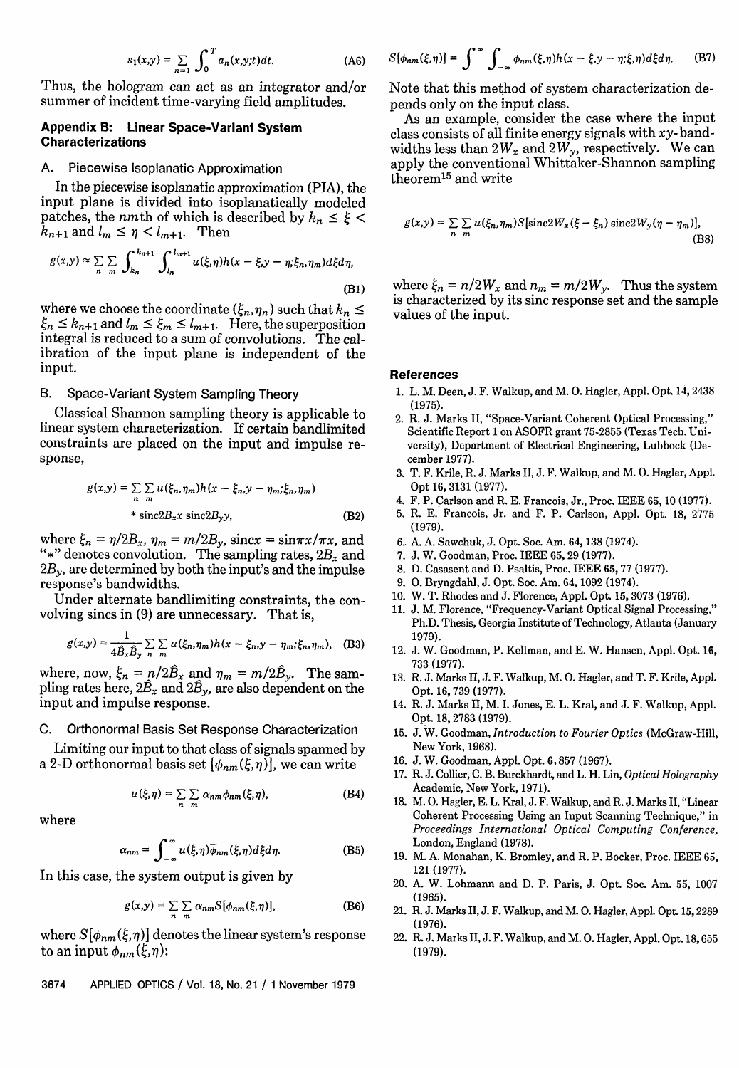$$s_1(x,y) = \sum_{n=1} \int_0^T a_n(x,y;t)dt. \qquad \text{(A6)}$$

Thus, the hologram can act as an integrator and/or summer of incident time-varying field amplitudes.

## Appendix B: Linear Space-Variant System Characterizations

### A. Piecewise Isoplanatic Approximation

In the piecewise isoplanatic approximation (PIA), the input plane is divided into isoplanatically modeled patches, the $nm$th of which is described by $k_n \leq \xi < k_{n+1}$ and $l_m \leq \eta < l_{m+1}$. Then

$$g(x,y) \approx \sum_n \sum_m \int_{k_n}^{k_{n+1}} \int_{l_n}^{l_{m+1}} u(\xi,\eta)h(x-\xi,y-\eta;\xi_n,\eta_m)d\xi d\eta, \qquad \text{(B1)}$$

where we choose the coordinate $(\xi_n,\eta_n)$ such that $k_n \leq \xi_n \leq k_{n+1}$ and $l_m \leq \xi_m \leq l_{m+1}$. Here, the superposition integral is reduced to a sum of convolutions. The calibration of the input plane is independent of the input.

### B. Space-Variant System Sampling Theory

Classical Shannon sampling theory is applicable to linear system characterization. If certain bandlimited constraints are placed on the input and impulse response,

$$g(x,y) = \sum_n \sum_m u(\xi_n,\eta_m)h(x-\xi_n,y-\eta_m;\xi_n,\eta_m) * \text{sinc}2B_x x \; \text{sinc}2B_y y, \qquad \text{(B2)}$$

where $\xi_n = \eta/2B_x$, $\eta_m = m/2B_y$, $\text{sinc}x = \sin\pi x/\pi x$, and "$*$" denotes convolution. The sampling rates, $2B_x$ and $2B_y$, are determined by both the input's and the impulse response's bandwidths.

Under alternate bandlimiting constraints, the convolving sincs in (9) are unnecessary. That is,

$$g(x,y) = \frac{1}{4\hat{B}_x\hat{B}_y} \sum_n \sum_m u(\xi_n,\eta_m)h(x-\xi_n,y-\eta_m;\xi_n,\eta_m), \qquad \text{(B3)}$$

where, now, $\xi_n = n/2\hat{B}_x$ and $\eta_m = m/2\hat{B}_y$. The sampling rates here, $2\hat{B}_x$ and $2\hat{B}_y$, are also dependent on the input and impulse response.

### C. Orthonormal Basis Set Response Characterization

Limiting our input to that class of signals spanned by a 2-D orthonormal basis set $[\phi_{nm}(\xi,\eta)]$, we can write

$$u(\xi,\eta) = \sum_n \sum_m \alpha_{nm}\phi_{nm}(\xi,\eta), \qquad \text{(B4)}$$

where

$$\alpha_{nm} = \int_{-\infty}^{\infty} u(\xi,\eta)\bar{\phi}_{nm}(\xi,\eta)d\xi d\eta. \qquad \text{(B5)}$$

In this case, the system output is given by

$$g(x,y) = \sum_n \sum_m \alpha_{nm} S[\phi_{nm}(\xi,\eta)], \qquad \text{(B6)}$$

where $S[\phi_{nm}(\xi,\eta)]$ denotes the linear system's response to an input $\phi_{nm}(\xi,\eta)$:

$$S[\phi_{nm}(\xi,\eta)] = \int^{\infty} \int_{-\infty} \phi_{nm}(\xi,\eta)h(x-\xi,y-\eta;\xi,\eta)d\xi d\eta. \qquad \text{(B7)}$$

Note that this method of system characterization depends only on the input class.

As an example, consider the case where the input class consists of all finite energy signals with $xy$-bandwidths less than $2W_x$ and $2W_y$, respectively. We can apply the conventional Whittaker-Shannon sampling theorem[15] and write

$$g(x,y) = \sum_n \sum_m u(\xi_n,\eta_m)S[\text{sinc}2W_x(\xi-\xi_n)\,\text{sinc}2W_y(\eta-\eta_m)], \qquad \text{(B8)}$$

where $\xi_n = n/2W_x$ and $n_m = m/2W_y$. Thus the system is characterized by its sinc response set and the sample values of the input.

## References

1. L. M. Deen, J. F. Walkup, and M. O. Hagler, Appl. Opt. 14, 2438 (1975).
2. R. J. Marks II, "Space-Variant Coherent Optical Processing," Scientific Report 1 on ASOFR grant 75-2855 (Texas Tech. University), Department of Electrical Engineering, Lubbock (December 1977).
3. T. F. Krile, R. J. Marks II, J. F. Walkup, and M. O. Hagler, Appl. Opt 16, 3131 (1977).
4. F. P. Carlson and R. E. Francois, Jr., Proc. IEEE 65, 10 (1977).
5. R. E. Francois, Jr. and F. P. Carlson, Appl. Opt. 18, 2775 (1979).
6. A. A. Sawchuk, J. Opt. Soc. Am. 64, 138 (1974).
7. J. W. Goodman, Proc. IEEE 65, 29 (1977).
8. D. Casasent and D. Psaltis, Proc. IEEE 65, 77 (1977).
9. O. Bryngdahl, J. Opt. Soc. Am. 64, 1092 (1974).
10. W. T. Rhodes and J. Florence, Appl. Opt. 15, 3073 (1976).
11. J. M. Florence, "Frequency-Variant Optical Signal Processing," Ph.D. Thesis, Georgia Institute of Technology, Atlanta (January 1979).
12. J. W. Goodman, P. Kellman, and E. W. Hansen, Appl. Opt. 16, 733 (1977).
13. R. J. Marks II, J. F. Walkup, M. O. Hagler, and T. F. Krile, Appl. Opt. 16, 739 (1977).
14. R. J. Marks II, M. I. Jones, E. L. Kral, and J. F. Walkup, Appl. Opt. 18, 2783 (1979).
15. J. W. Goodman, *Introduction to Fourier Optics* (McGraw-Hill, New York, 1968).
16. J. W. Goodman, Appl. Opt. 6, 857 (1967).
17. R. J. Collier, C. B. Burckhardt, and L. H. Lin, *Optical Holography* Academic, New York, 1971).
18. M. O. Hagler, E. L. Kral, J. F. Walkup, and R. J. Marks II, "Linear Coherent Processing Using an Input Scanning Technique," in *Proceedings International Optical Computing Conference*, London, England (1978).
19. M. A. Monahan, K. Bromley, and R. P. Bocker, Proc. IEEE 65, 121 (1977).
20. A. W. Lohmann and D. P. Paris, J. Opt. Soc. Am. 55, 1007 (1965).
21. R. J. Marks II, J. F. Walkup, and M. O. Hagler, Appl. Opt. 15, 2289 (1976).
22. R. J. Marks II, J. F. Walkup, and M. O. Hagler, Appl. Opt. 18, 655 (1979).